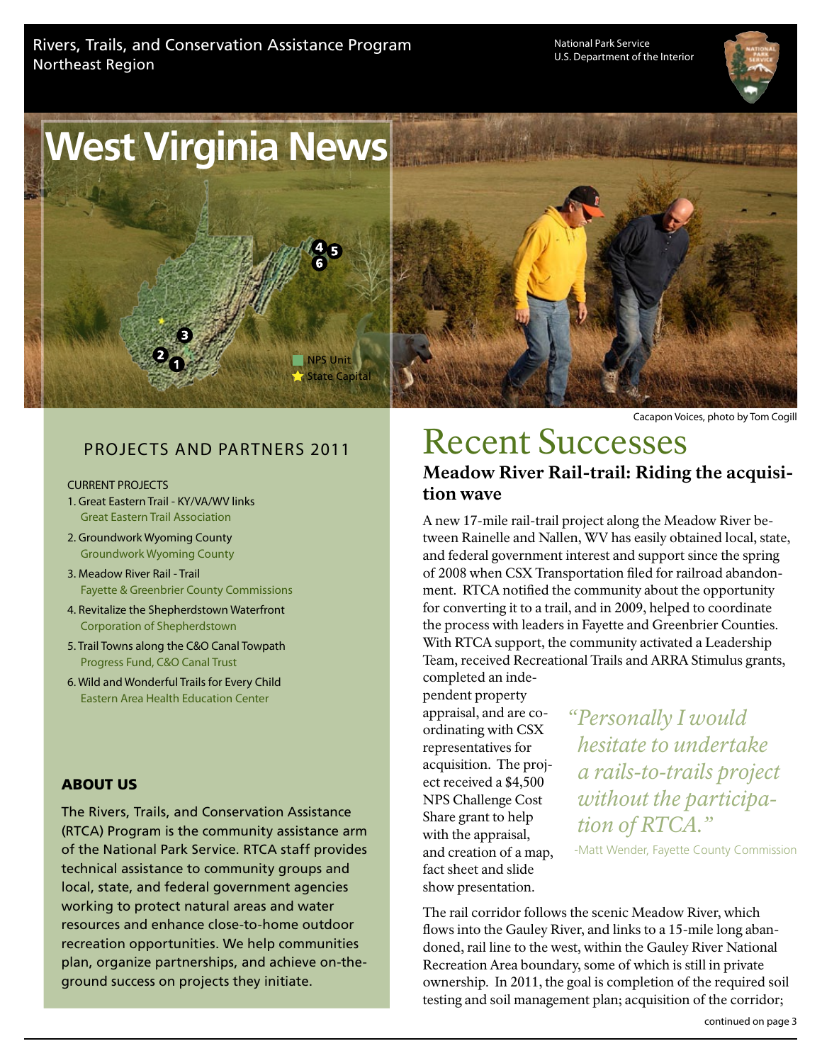Rivers, Trails, and Conservation Assistance Program
Northeast Region

National Park Service
U.S. Department of the Interior

# West Virginia News

NPS Unit
State Capital

Cacapon Voices, photo by Tom Cogill

## PROJECTS AND PARTNERS 2011

CURRENT PROJECTS

1. Great Eastern Trail - KY/VA/WV links
   Great Eastern Trail Association
2. Groundwork Wyoming County
   Groundwork Wyoming County
3. Meadow River Rail - Trail
   Fayette & Greenbrier County Commissions
4. Revitalize the Shepherdstown Waterfront
   Corporation of Shepherdstown
5. Trail Towns along the C&O Canal Towpath
   Progress Fund, C&O Canal Trust
6. Wild and Wonderful Trails for Every Child
   Eastern Area Health Education Center

### ABOUT US

The Rivers, Trails, and Conservation Assistance (RTCA) Program is the community assistance arm of the National Park Service. RTCA staff provides technical assistance to community groups and local, state, and federal government agencies working to protect natural areas and water resources and enhance close-to-home outdoor recreation opportunities. We help communities plan, organize partnerships, and achieve on-the-ground success on projects they initiate.

# Recent Successes

### Meadow River Rail-trail: Riding the acquisition wave

A new 17-mile rail-trail project along the Meadow River between Rainelle and Nallen, WV has easily obtained local, state, and federal government interest and support since the spring of 2008 when CSX Transportation filed for railroad abandonment. RTCA notified the community about the opportunity for converting it to a trail, and in 2009, helped to coordinate the process with leaders in Fayette and Greenbrier Counties. With RTCA support, the community activated a Leadership Team, received Recreational Trails and ARRA Stimulus grants, completed an independent property appraisal, and are coordinating with CSX representatives for acquisition. The project received a $4,500 NPS Challenge Cost Share grant to help with the appraisal, and creation of a map, fact sheet and slide show presentation.

> *"Personally I would hesitate to undertake a rails-to-trails project without the participation of RTCA."*
>
> -Matt Wender, Fayette County Commission

The rail corridor follows the scenic Meadow River, which flows into the Gauley River, and links to a 15-mile long abandoned, rail line to the west, within the Gauley River National Recreation Area boundary, some of which is still in private ownership. In 2011, the goal is completion of the required soil testing and soil management plan; acquisition of the corridor;

continued on page 3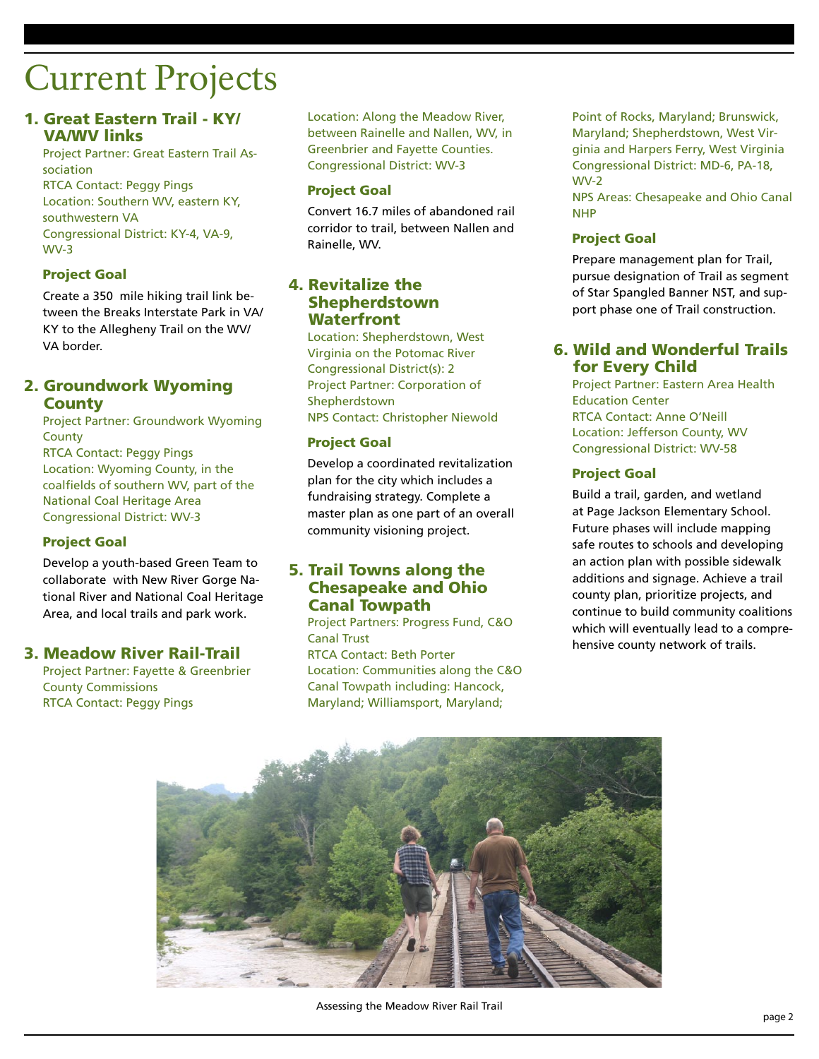# Current Projects

## 1. Great Eastern Trail - KY/ VA/WV links

Project Partner: Great Eastern Trail Association
RTCA Contact: Peggy Pings
Location: Southern WV, eastern KY, southwestern VA
Congressional District: KY-4, VA-9, WV-3

### Project Goal

Create a 350 mile hiking trail link between the Breaks Interstate Park in VA/ KY to the Allegheny Trail on the WV/ VA border.

## 2. Groundwork Wyoming County

Project Partner: Groundwork Wyoming County
RTCA Contact: Peggy Pings
Location: Wyoming County, in the coalfields of southern WV, part of the National Coal Heritage Area
Congressional District: WV-3

### Project Goal

Develop a youth-based Green Team to collaborate with New River Gorge National River and National Coal Heritage Area, and local trails and park work.

## 3. Meadow River Rail-Trail

Project Partner: Fayette & Greenbrier County Commissions
RTCA Contact: Peggy Pings
Location: Along the Meadow River, between Rainelle and Nallen, WV, in Greenbrier and Fayette Counties.
Congressional District: WV-3

### Project Goal

Convert 16.7 miles of abandoned rail corridor to trail, between Nallen and Rainelle, WV.

## 4. Revitalize the Shepherdstown Waterfront

Location: Shepherdstown, West Virginia on the Potomac River
Congressional District(s): 2
Project Partner: Corporation of Shepherdstown
NPS Contact: Christopher Niewold

### Project Goal

Develop a coordinated revitalization plan for the city which includes a fundraising strategy. Complete a master plan as one part of an overall community visioning project.

## 5. Trail Towns along the Chesapeake and Ohio Canal Towpath

Project Partners: Progress Fund, C&O Canal Trust
RTCA Contact: Beth Porter
Location: Communities along the C&O Canal Towpath including: Hancock, Maryland; Williamsport, Maryland; Point of Rocks, Maryland; Brunswick, Maryland; Shepherdstown, West Virginia and Harpers Ferry, West Virginia
Congressional District: MD-6, PA-18, WV-2
NPS Areas: Chesapeake and Ohio Canal NHP

### Project Goal

Prepare management plan for Trail, pursue designation of Trail as segment of Star Spangled Banner NST, and support phase one of Trail construction.

## 6. Wild and Wonderful Trails for Every Child

Project Partner: Eastern Area Health Education Center
RTCA Contact: Anne O'Neill
Location: Jefferson County, WV
Congressional District: WV-58

### Project Goal

Build a trail, garden, and wetland at Page Jackson Elementary School. Future phases will include mapping safe routes to schools and developing an action plan with possible sidewalk additions and signage. Achieve a trail county plan, prioritize projects, and continue to build community coalitions which will eventually lead to a comprehensive county network of trails.

Assessing the Meadow River Rail Trail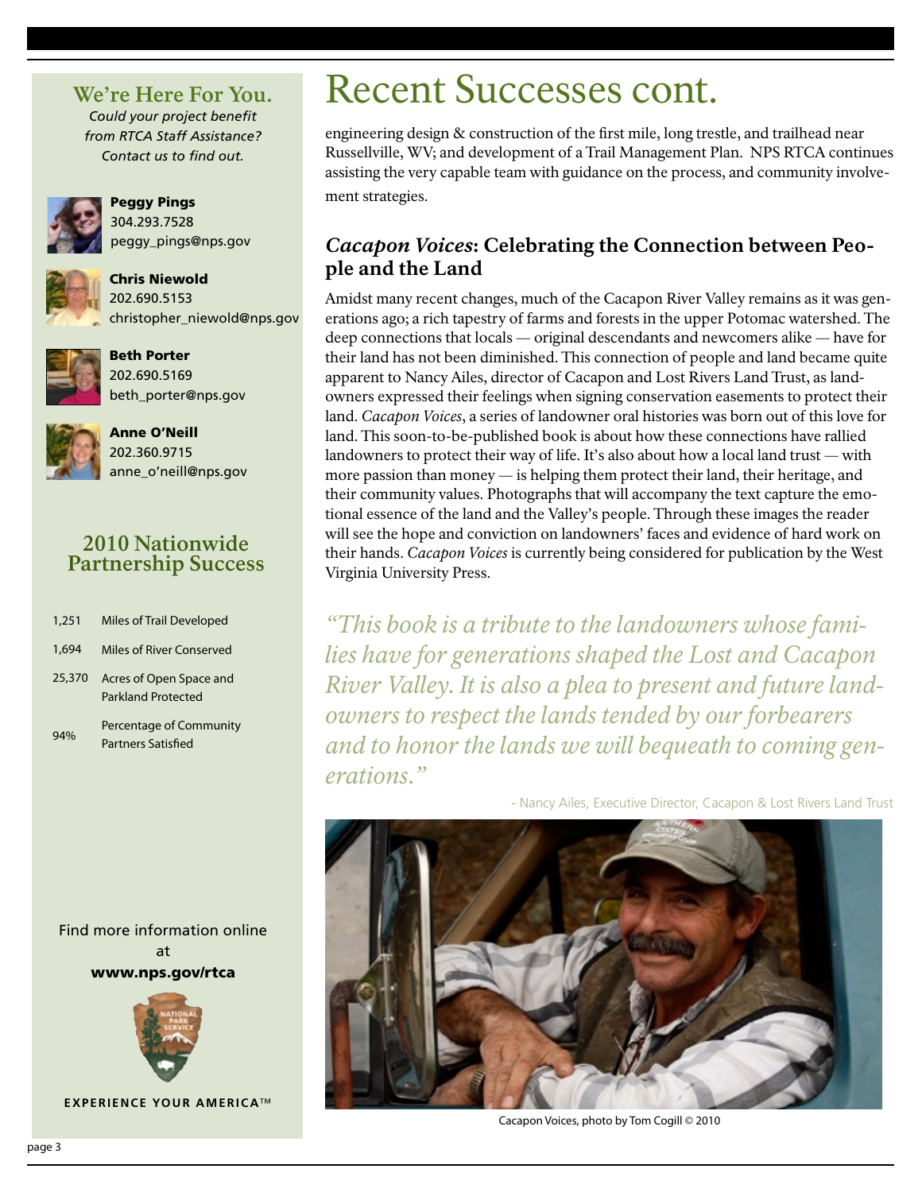# Recent Successes cont.

engineering design & construction of the first mile, long trestle, and trailhead near Russellville, WV; and development of a Trail Management Plan. NPS RTCA continues assisting the very capable team with guidance on the process, and community involvement strategies.

## *Cacapon Voices*: Celebrating the Connection between People and the Land

Amidst many recent changes, much of the Cacapon River Valley remains as it was generations ago; a rich tapestry of farms and forests in the upper Potomac watershed. The deep connections that locals — original descendants and newcomers alike — have for their land has not been diminished. This connection of people and land became quite apparent to Nancy Ailes, director of Cacapon and Lost Rivers Land Trust, as landowners expressed their feelings when signing conservation easements to protect their land. *Cacapon Voices*, a series of landowner oral histories was born out of this love for land. This soon-to-be-published book is about how these connections have rallied landowners to protect their way of life. It's also about how a local land trust — with more passion than money — is helping them protect their land, their heritage, and their community values. Photographs that will accompany the text capture the emotional essence of the land and the Valley's people. Through these images the reader will see the hope and conviction on landowners' faces and evidence of hard work on their hands. *Cacapon Voices* is currently being considered for publication by the West Virginia University Press.

> *"This book is a tribute to the landowners whose families have for generations shaped the Lost and Cacapon River Valley. It is also a plea to present and future landowners to respect the lands tended by our forbearers and to honor the lands we will bequeath to coming generations."*
>
> - Nancy Ailes, Executive Director, Cacapon & Lost Rivers Land Trust

Cacapon Voices, photo by Tom Cogill © 2010

## We're Here For You.

*Could your project benefit from RTCA Staff Assistance? Contact us to find out.*

**Peggy Pings**
304.293.7528
peggy_pings@nps.gov

**Chris Niewold**
202.690.5153
christopher_niewold@nps.gov

**Beth Porter**
202.690.5169
beth_porter@nps.gov

**Anne O'Neill**
202.360.9715
anne_o'neill@nps.gov

## 2010 Nationwide Partnership Success

| | |
|---|---|
| 1,251 | Miles of Trail Developed |
| 1,694 | Miles of River Conserved |
| 25,370 | Acres of Open Space and Parkland Protected |
| 94% | Percentage of Community Partners Satisfied |

Find more information online at
**www.nps.gov/rtca**

**EXPERIENCE YOUR AMERICA**™